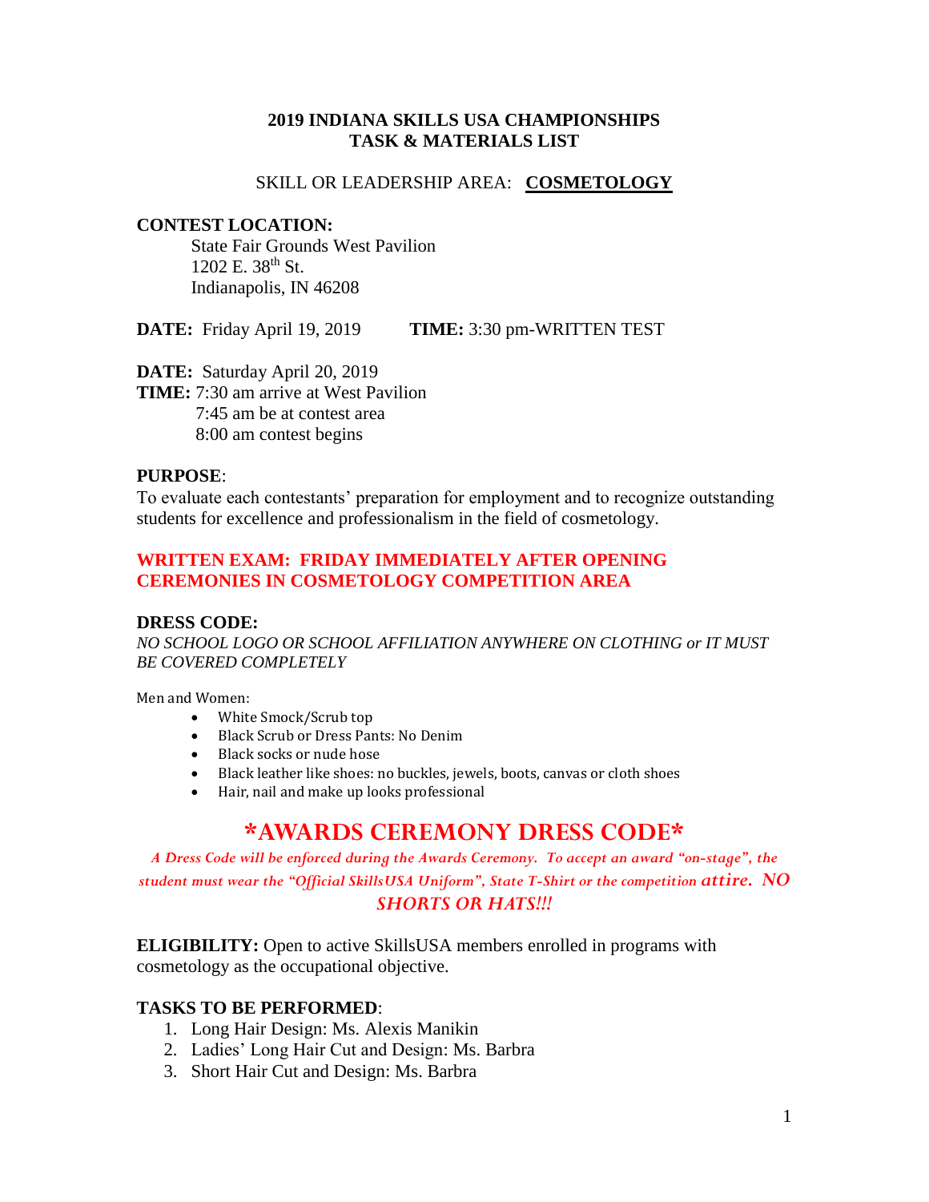**2019 INDIANA SKILLS USA CHAMPIONSHIPS**
**TASK & MATERIALS LIST**

SKILL OR LEADERSHIP AREA: **COSMETOLOGY**

**CONTEST LOCATION:**

State Fair Grounds West Pavilion
1202 E. 38th St.
Indianapolis, IN 46208

**DATE:** Friday April 19, 2019 **TIME:** 3:30 pm-WRITTEN TEST

**DATE:** Saturday April 20, 2019
**TIME:** 7:30 am arrive at West Pavilion
7:45 am be at contest area
8:00 am contest begins

**PURPOSE**:
To evaluate each contestants' preparation for employment and to recognize outstanding students for excellence and professionalism in the field of cosmetology.

**WRITTEN EXAM: FRIDAY IMMEDIATELY AFTER OPENING CEREMONIES IN COSMETOLOGY COMPETITION AREA**

**DRESS CODE:**
*NO SCHOOL LOGO OR SCHOOL AFFILIATION ANYWHERE ON CLOTHING or IT MUST BE COVERED COMPLETELY*

Men and Women:

- White Smock/Scrub top
- Black Scrub or Dress Pants: No Denim
- Black socks or nude hose
- Black leather like shoes: no buckles, jewels, boots, canvas or cloth shoes
- Hair, nail and make up looks professional

## *AWARDS CEREMONY DRESS CODE*

*A Dress Code will be enforced during the Awards Ceremony. To accept an award "on-stage", the student must wear the "Official SkillsUSA Uniform", State T-Shirt or the competition attire. NO SHORTS OR HATS!!!*

**ELIGIBILITY:** Open to active SkillsUSA members enrolled in programs with cosmetology as the occupational objective.

**TASKS TO BE PERFORMED**:

1. Long Hair Design: Ms. Alexis Manikin
2. Ladies' Long Hair Cut and Design: Ms. Barbra
3. Short Hair Cut and Design: Ms. Barbra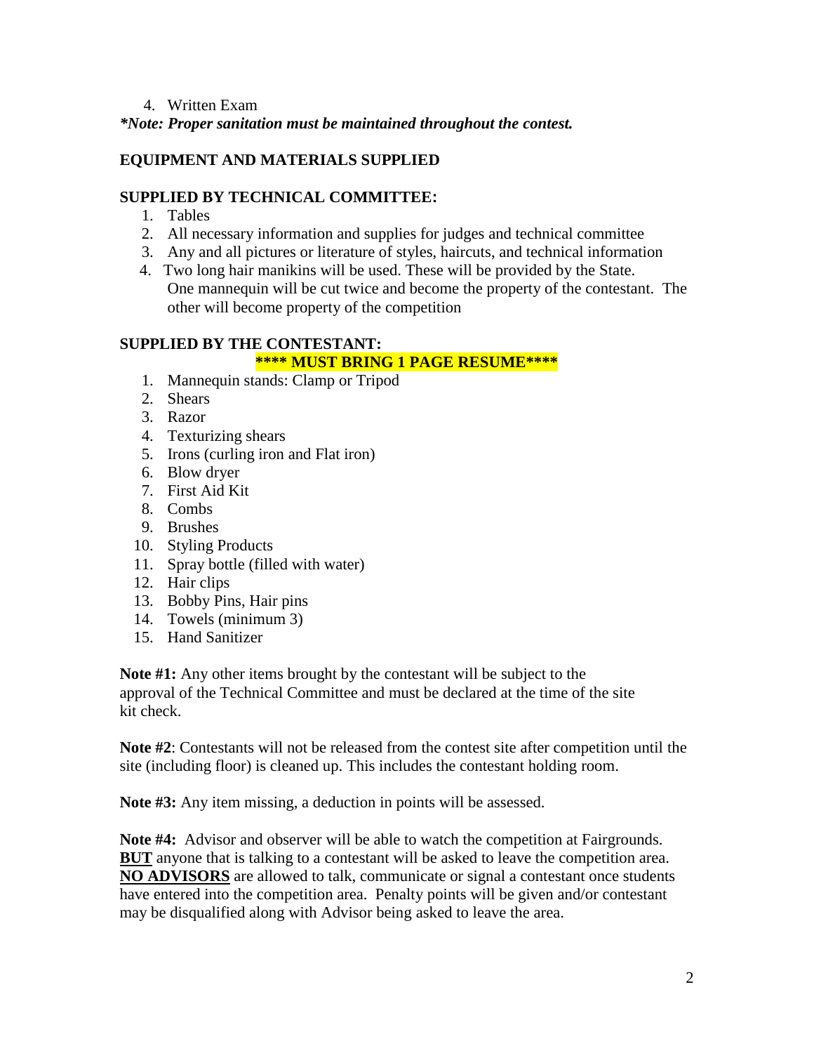4. Written Exam

***Note: Proper sanitation must be maintained throughout the contest.***

## EQUIPMENT AND MATERIALS SUPPLIED

### SUPPLIED BY TECHNICAL COMMITTEE:

1. Tables
2. All necessary information and supplies for judges and technical committee
3. Any and all pictures or literature of styles, haircuts, and technical information
4. Two long hair manikins will be used. These will be provided by the State. One mannequin will be cut twice and become the property of the contestant. The other will become property of the competition

### SUPPLIED BY THE CONTESTANT:

**\*\*\*\* MUST BRING 1 PAGE RESUME\*\*\*\***

1. Mannequin stands: Clamp or Tripod
2. Shears
3. Razor
4. Texturizing shears
5. Irons (curling iron and Flat iron)
6. Blow dryer
7. First Aid Kit
8. Combs
9. Brushes
10. Styling Products
11. Spray bottle (filled with water)
12. Hair clips
13. Bobby Pins, Hair pins
14. Towels (minimum 3)
15. Hand Sanitizer

**Note #1:** Any other items brought by the contestant will be subject to the approval of the Technical Committee and must be declared at the time of the site kit check.

**Note #2**: Contestants will not be released from the contest site after competition until the site (including floor) is cleaned up. This includes the contestant holding room.

**Note #3:** Any item missing, a deduction in points will be assessed.

**Note #4:** Advisor and observer will be able to watch the competition at Fairgrounds. **BUT** anyone that is talking to a contestant will be asked to leave the competition area. **NO ADVISORS** are allowed to talk, communicate or signal a contestant once students have entered into the competition area. Penalty points will be given and/or contestant may be disqualified along with Advisor being asked to leave the area.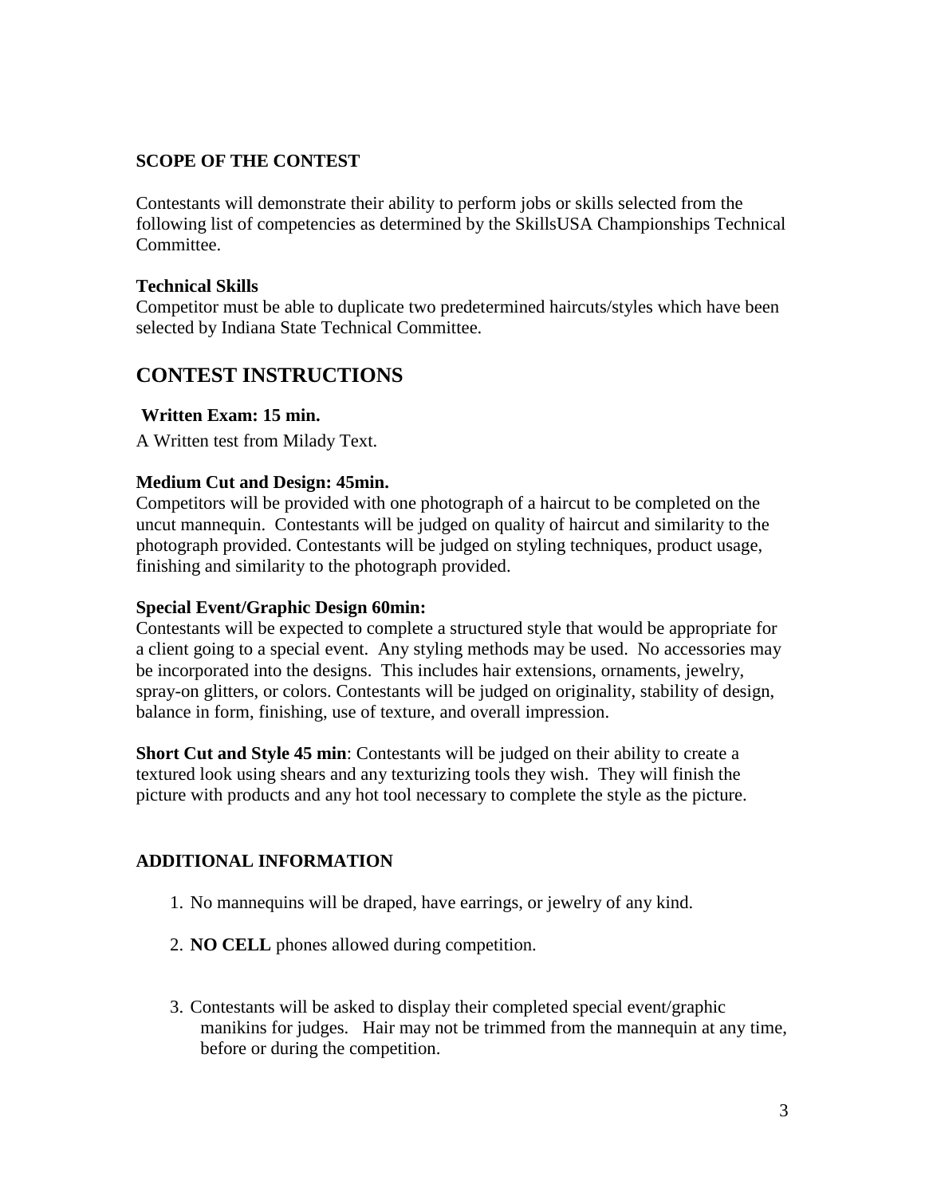**SCOPE OF THE CONTEST**

Contestants will demonstrate their ability to perform jobs or skills selected from the following list of competencies as determined by the SkillsUSA Championships Technical Committee.

**Technical Skills**
Competitor must be able to duplicate two predetermined haircuts/styles which have been selected by Indiana State Technical Committee.

## CONTEST INSTRUCTIONS

**Written Exam: 15 min.**

A Written test from Milady Text.

**Medium Cut and Design: 45min.**
Competitors will be provided with one photograph of a haircut to be completed on the uncut mannequin. Contestants will be judged on quality of haircut and similarity to the photograph provided. Contestants will be judged on styling techniques, product usage, finishing and similarity to the photograph provided.

**Special Event/Graphic Design 60min:**
Contestants will be expected to complete a structured style that would be appropriate for a client going to a special event. Any styling methods may be used. No accessories may be incorporated into the designs. This includes hair extensions, ornaments, jewelry, spray-on glitters, or colors. Contestants will be judged on originality, stability of design, balance in form, finishing, use of texture, and overall impression.

**Short Cut and Style 45 min**: Contestants will be judged on their ability to create a textured look using shears and any texturizing tools they wish. They will finish the picture with products and any hot tool necessary to complete the style as the picture.

**ADDITIONAL INFORMATION**

1. No mannequins will be draped, have earrings, or jewelry of any kind.
2. **NO CELL** phones allowed during competition.
3. Contestants will be asked to display their completed special event/graphic manikins for judges. Hair may not be trimmed from the mannequin at any time, before or during the competition.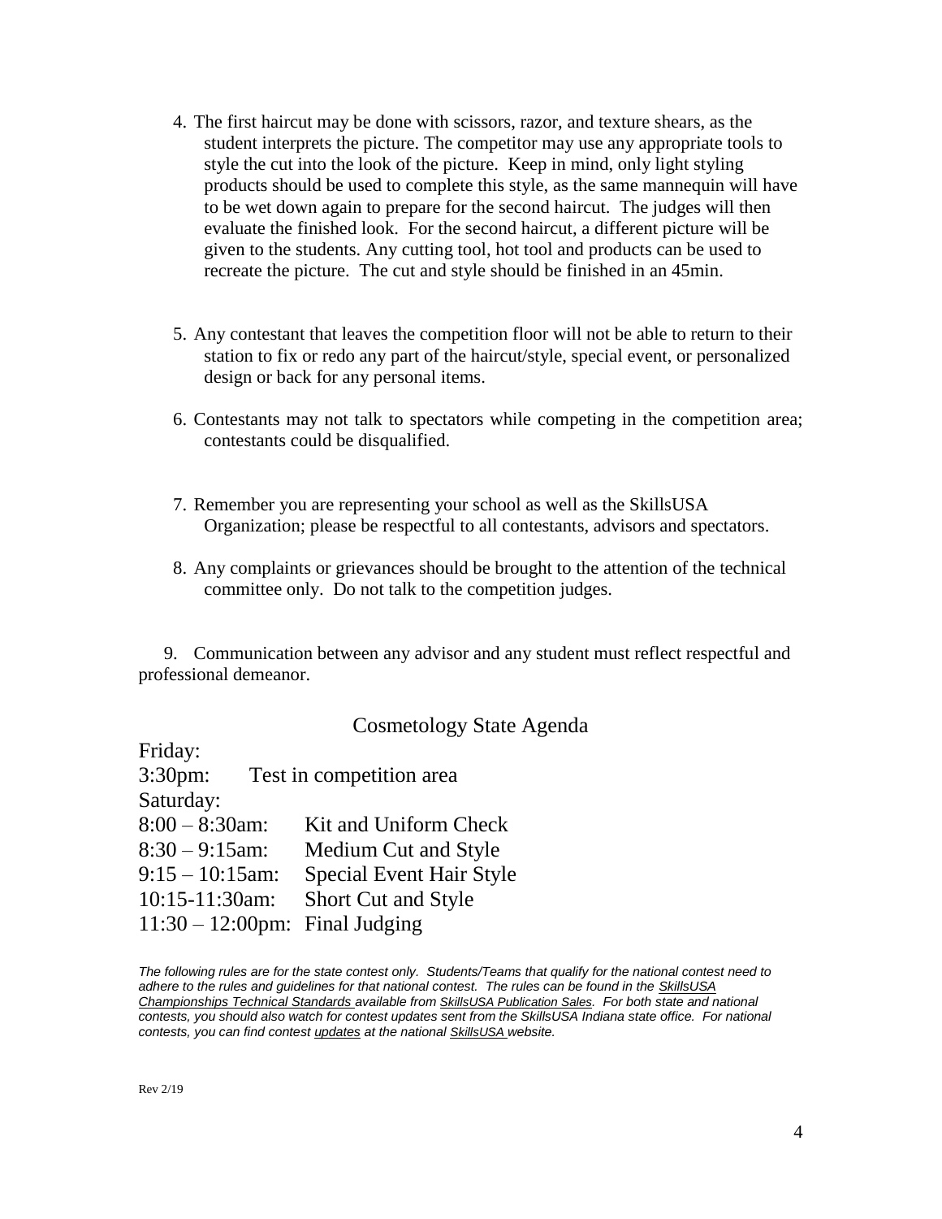4. The first haircut may be done with scissors, razor, and texture shears, as the student interprets the picture. The competitor may use any appropriate tools to style the cut into the look of the picture. Keep in mind, only light styling products should be used to complete this style, as the same mannequin will have to be wet down again to prepare for the second haircut. The judges will then evaluate the finished look. For the second haircut, a different picture will be given to the students. Any cutting tool, hot tool and products can be used to recreate the picture. The cut and style should be finished in an 45min.

5. Any contestant that leaves the competition floor will not be able to return to their station to fix or redo any part of the haircut/style, special event, or personalized design or back for any personal items.

6. Contestants may not talk to spectators while competing in the competition area; contestants could be disqualified.

7. Remember you are representing your school as well as the SkillsUSA Organization; please be respectful to all contestants, advisors and spectators.

8. Any complaints or grievances should be brought to the attention of the technical committee only. Do not talk to the competition judges.

9. Communication between any advisor and any student must reflect respectful and professional demeanor.

## Cosmetology State Agenda

Friday:

3:30pm: Test in competition area

Saturday:

8:00 – 8:30am: Kit and Uniform Check

8:30 – 9:15am: Medium Cut and Style

9:15 – 10:15am: Special Event Hair Style

10:15-11:30am: Short Cut and Style

11:30 – 12:00pm: Final Judging

*The following rules are for the state contest only. Students/Teams that qualify for the national contest need to adhere to the rules and guidelines for that national contest. The rules can be found in the SkillsUSA Championships Technical Standards available from SkillsUSA Publication Sales. For both state and national contests, you should also watch for contest updates sent from the SkillsUSA Indiana state office. For national contests, you can find contest updates at the national SkillsUSA website.*

Rev 2/19